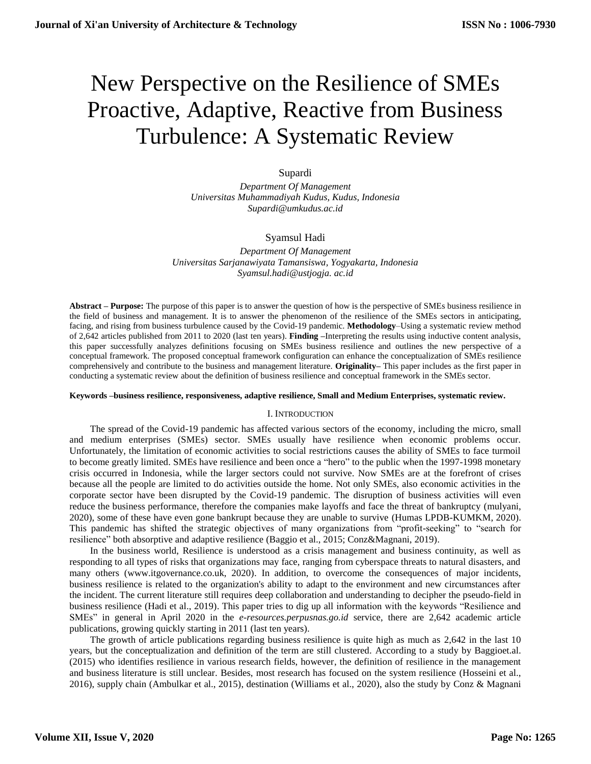# New Perspective on the Resilience of SMEs Proactive, Adaptive, Reactive from Business Turbulence: A Systematic Review

Supardi

*Department Of Management*
*Universitas Muhammadiyah Kudus, Kudus, Indonesia*
*Supardi@umkudus.ac.id*

Syamsul Hadi

*Department Of Management*
*Universitas Sarjanawiyata Tamansiswa, Yogyakarta, Indonesia*
*Syamsul.hadi@ustjogja. ac.id*

**Abstract – Purpose:** The purpose of this paper is to answer the question of how is the perspective of SMEs business resilience in the field of business and management. It is to answer the phenomenon of the resilience of the SMEs sectors in anticipating, facing, and rising from business turbulence caused by the Covid-19 pandemic. **Methodology**–Using a systematic review method of 2,642 articles published from 2011 to 2020 (last ten years). **Finding** –Interpreting the results using inductive content analysis, this paper successfully analyzes definitions focusing on SMEs business resilience and outlines the new perspective of a conceptual framework. The proposed conceptual framework configuration can enhance the conceptualization of SMEs resilience comprehensively and contribute to the business and management literature. **Originality–** This paper includes as the first paper in conducting a systematic review about the definition of business resilience and conceptual framework in the SMEs sector.

**Keywords –business resilience, responsiveness, adaptive resilience, Small and Medium Enterprises, systematic review.**

## I. Introduction

The spread of the Covid-19 pandemic has affected various sectors of the economy, including the micro, small and medium enterprises (SMEs) sector. SMEs usually have resilience when economic problems occur. Unfortunately, the limitation of economic activities to social restrictions causes the ability of SMEs to face turmoil to become greatly limited. SMEs have resilience and been once a "hero" to the public when the 1997-1998 monetary crisis occurred in Indonesia, while the larger sectors could not survive. Now SMEs are at the forefront of crises because all the people are limited to do activities outside the home. Not only SMEs, also economic activities in the corporate sector have been disrupted by the Covid-19 pandemic. The disruption of business activities will even reduce the business performance, therefore the companies make layoffs and face the threat of bankruptcy (mulyani, 2020), some of these have even gone bankrupt because they are unable to survive (Humas LPDB-KUMKM, 2020). This pandemic has shifted the strategic objectives of many organizations from "profit-seeking" to "search for resilience" both absorptive and adaptive resilience (Baggio et al., 2015; Conz&Magnani, 2019).

In the business world, Resilience is understood as a crisis management and business continuity, as well as responding to all types of risks that organizations may face, ranging from cyberspace threats to natural disasters, and many others (www.itgovernance.co.uk, 2020). In addition, to overcome the consequences of major incidents, business resilience is related to the organization's ability to adapt to the environment and new circumstances after the incident. The current literature still requires deep collaboration and understanding to decipher the pseudo-field in business resilience (Hadi et al., 2019). This paper tries to dig up all information with the keywords "Resilience and SMEs" in general in April 2020 in the *e-resources.perpusnas.go.id* service, there are 2,642 academic article publications, growing quickly starting in 2011 (last ten years).

The growth of article publications regarding business resilience is quite high as much as 2,642 in the last 10 years, but the conceptualization and definition of the term are still clustered. According to a study by Baggioet.al. (2015) who identifies resilience in various research fields, however, the definition of resilience in the management and business literature is still unclear. Besides, most research has focused on the system resilience (Hosseini et al., 2016), supply chain (Ambulkar et al., 2015), destination (Williams et al., 2020), also the study by Conz & Magnani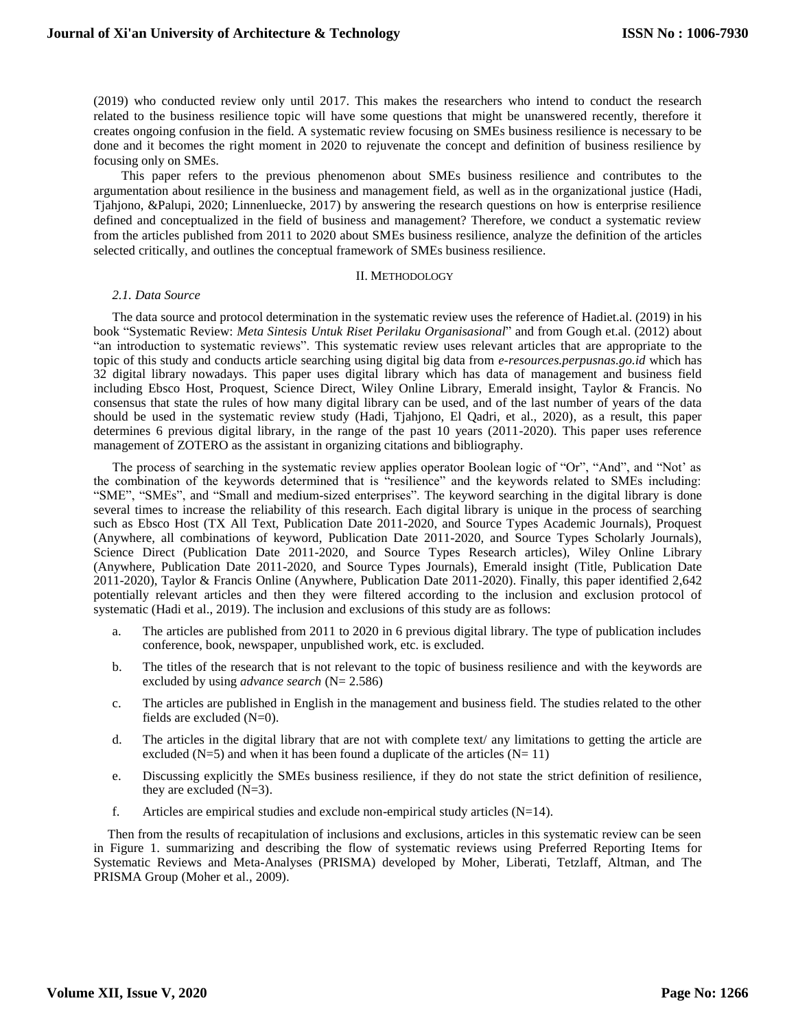(2019) who conducted review only until 2017. This makes the researchers who intend to conduct the research related to the business resilience topic will have some questions that might be unanswered recently, therefore it creates ongoing confusion in the field. A systematic review focusing on SMEs business resilience is necessary to be done and it becomes the right moment in 2020 to rejuvenate the concept and definition of business resilience by focusing only on SMEs.

This paper refers to the previous phenomenon about SMEs business resilience and contributes to the argumentation about resilience in the business and management field, as well as in the organizational justice (Hadi, Tjahjono, &Palupi, 2020; Linnenluecke, 2017) by answering the research questions on how is enterprise resilience defined and conceptualized in the field of business and management? Therefore, we conduct a systematic review from the articles published from 2011 to 2020 about SMEs business resilience, analyze the definition of the articles selected critically, and outlines the conceptual framework of SMEs business resilience.

## II. METHODOLOGY

### *2.1. Data Source*

The data source and protocol determination in the systematic review uses the reference of Hadiet.al. (2019) in his book "Systematic Review: *Meta Sintesis Untuk Riset Perilaku Organisasional*" and from Gough et.al. (2012) about "an introduction to systematic reviews". This systematic review uses relevant articles that are appropriate to the topic of this study and conducts article searching using digital big data from *e-resources.perpusnas.go.id* which has 32 digital library nowadays. This paper uses digital library which has data of management and business field including Ebsco Host, Proquest, Science Direct, Wiley Online Library, Emerald insight, Taylor & Francis. No consensus that state the rules of how many digital library can be used, and of the last number of years of the data should be used in the systematic review study (Hadi, Tjahjono, El Qadri, et al., 2020), as a result, this paper determines 6 previous digital library, in the range of the past 10 years (2011-2020). This paper uses reference management of ZOTERO as the assistant in organizing citations and bibliography.

The process of searching in the systematic review applies operator Boolean logic of "Or", "And", and "Not' as the combination of the keywords determined that is "resilience" and the keywords related to SMEs including: "SME", "SMEs", and "Small and medium-sized enterprises". The keyword searching in the digital library is done several times to increase the reliability of this research. Each digital library is unique in the process of searching such as Ebsco Host (TX All Text, Publication Date 2011-2020, and Source Types Academic Journals), Proquest (Anywhere, all combinations of keyword, Publication Date 2011-2020, and Source Types Scholarly Journals), Science Direct (Publication Date 2011-2020, and Source Types Research articles), Wiley Online Library (Anywhere, Publication Date 2011-2020, and Source Types Journals), Emerald insight (Title, Publication Date 2011-2020), Taylor & Francis Online (Anywhere, Publication Date 2011-2020). Finally, this paper identified 2,642 potentially relevant articles and then they were filtered according to the inclusion and exclusion protocol of systematic (Hadi et al., 2019). The inclusion and exclusions of this study are as follows:

a. The articles are published from 2011 to 2020 in 6 previous digital library. The type of publication includes conference, book, newspaper, unpublished work, etc. is excluded.

b. The titles of the research that is not relevant to the topic of business resilience and with the keywords are excluded by using *advance search* (N= 2.586)

c. The articles are published in English in the management and business field. The studies related to the other fields are excluded (N=0).

d. The articles in the digital library that are not with complete text/ any limitations to getting the article are excluded (N=5) and when it has been found a duplicate of the articles (N= 11)

e. Discussing explicitly the SMEs business resilience, if they do not state the strict definition of resilience, they are excluded (N=3).

f. Articles are empirical studies and exclude non-empirical study articles (N=14).

Then from the results of recapitulation of inclusions and exclusions, articles in this systematic review can be seen in Figure 1. summarizing and describing the flow of systematic reviews using Preferred Reporting Items for Systematic Reviews and Meta-Analyses (PRISMA) developed by Moher, Liberati, Tetzlaff, Altman, and The PRISMA Group (Moher et al., 2009).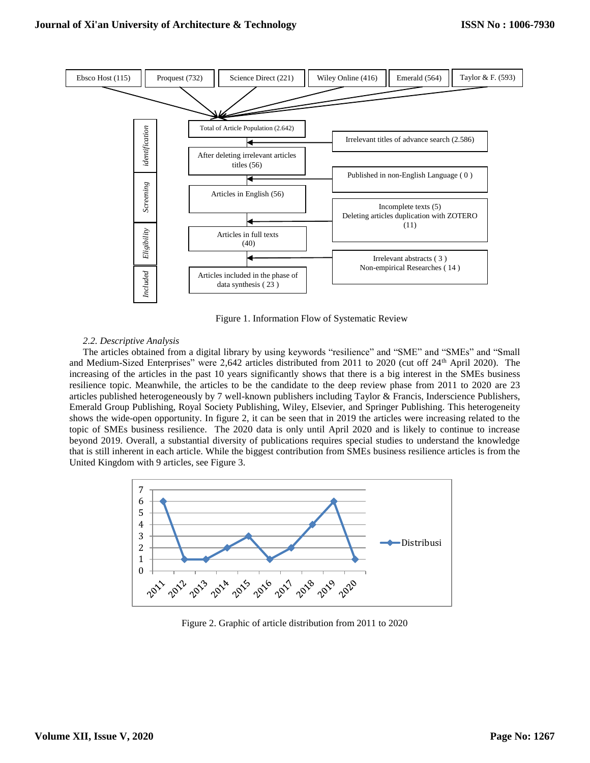Ebsco Host (115) | Proquest (732) | Science Direct (221) | Wiley Online (416) | Emerald (564) | Taylor & F. (593)

| Phase | Flow | Excluded |
| --- | --- | --- |
| *identification* | Total of Article Population (2.642) | Irrelevant titles of advance search (2.586) |
| | After deleting irrelevant articles titles (56) | Published in non-English Language ( 0 ) |
| *Screening* | Articles in English (56) | Incomplete texts (5) Deleting articles duplication with ZOTERO (11) |
| *Eligibility* | Articles in full texts (40) | Irrelevant abstracts ( 3 ) Non-empirical Researches ( 14 ) |
| *Included* | Articles included in the phase of data synthesis ( 23 ) | |

Figure 1. Information Flow of Systematic Review

### *2.2. Descriptive Analysis*

The articles obtained from a digital library by using keywords "resilience" and "SME" and "SMEs" and "Small and Medium-Sized Enterprises" were 2,642 articles distributed from 2011 to 2020 (cut off 24th April 2020). The increasing of the articles in the past 10 years significantly shows that there is a big interest in the SMEs business resilience topic. Meanwhile, the articles to be the candidate to the deep review phase from 2011 to 2020 are 23 articles published heterogeneously by 7 well-known publishers including Taylor & Francis, Inderscience Publishers, Emerald Group Publishing, Royal Society Publishing, Wiley, Elsevier, and Springer Publishing. This heterogeneity shows the wide-open opportunity. In figure 2, it can be seen that in 2019 the articles were increasing related to the topic of SMEs business resilience. The 2020 data is only until April 2020 and is likely to continue to increase beyond 2019. Overall, a substantial diversity of publications requires special studies to understand the knowledge that is still inherent in each article. While the biggest contribution from SMEs business resilience articles is from the United Kingdom with 9 articles, see Figure 3.

| Year | Distribusi |
| --- | --- |
| 2011 | 6 |
| 2012 | 1 |
| 2013 | 1 |
| 2014 | 2 |
| 2015 | 3 |
| 2016 | 1 |
| 2017 | 2 |
| 2018 | 4 |
| 2019 | 6 |
| 2020 | 1 |

Figure 2. Graphic of article distribution from 2011 to 2020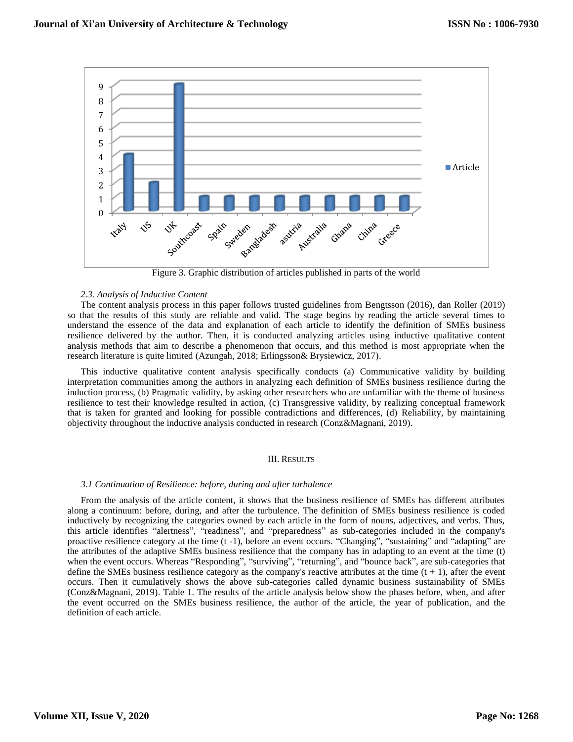Figure 3. Graphic distribution of articles published in parts of the world

### *2.3. Analysis of Inductive Content*

The content analysis process in this paper follows trusted guidelines from Bengtsson (2016), dan Roller (2019) so that the results of this study are reliable and valid. The stage begins by reading the article several times to understand the essence of the data and explanation of each article to identify the definition of SMEs business resilience delivered by the author. Then, it is conducted analyzing articles using inductive qualitative content analysis methods that aim to describe a phenomenon that occurs, and this method is most appropriate when the research literature is quite limited (Azungah, 2018; Erlingsson& Brysiewicz, 2017).

This inductive qualitative content analysis specifically conducts (a) Communicative validity by building interpretation communities among the authors in analyzing each definition of SMEs business resilience during the induction process, (b) Pragmatic validity, by asking other researchers who are unfamiliar with the theme of business resilience to test their knowledge resulted in action, (c) Transgressive validity, by realizing conceptual framework that is taken for granted and looking for possible contradictions and differences, (d) Reliability, by maintaining objectivity throughout the inductive analysis conducted in research (Conz&Magnani, 2019).

## III. Results

### *3.1 Continuation of Resilience: before, during and after turbulence*

From the analysis of the article content, it shows that the business resilience of SMEs has different attributes along a continuum: before, during, and after the turbulence. The definition of SMEs business resilience is coded inductively by recognizing the categories owned by each article in the form of nouns, adjectives, and verbs. Thus, this article identifies "alertness", "readiness", and "preparedness" as sub-categories included in the company's proactive resilience category at the time (t -1), before an event occurs. "Changing", "sustaining" and "adapting" are the attributes of the adaptive SMEs business resilience that the company has in adapting to an event at the time (t) when the event occurs. Whereas "Responding", "surviving", "returning", and "bounce back", are sub-categories that define the SMEs business resilience category as the company's reactive attributes at the time (t + 1), after the event occurs. Then it cumulatively shows the above sub-categories called dynamic business sustainability of SMEs (Conz&Magnani, 2019). Table 1. The results of the article analysis below show the phases before, when, and after the event occurred on the SMEs business resilience, the author of the article, the year of publication, and the definition of each article.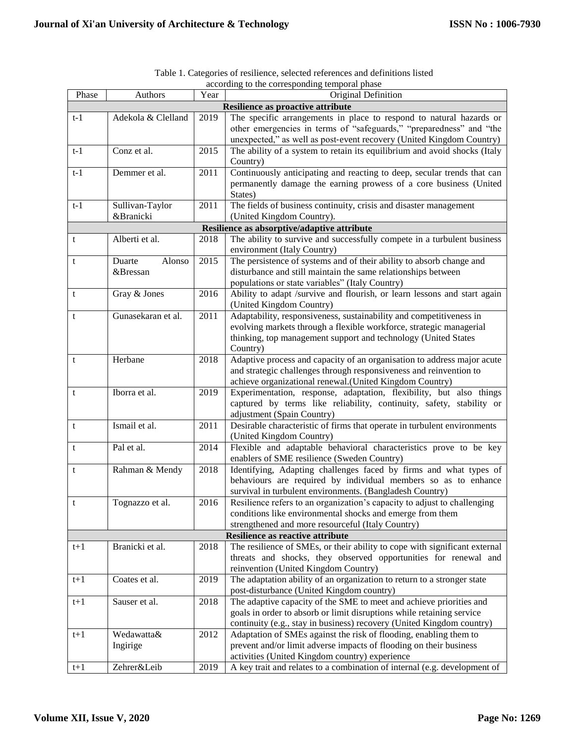Table 1. Categories of resilience, selected references and definitions listed according to the corresponding temporal phase

| Phase | Authors | Year | Original Definition |
|---|---|---|---|
| **Resilience as proactive attribute** | | | |
| t-1 | Adekola & Clelland | 2019 | The specific arrangements in place to respond to natural hazards or other emergencies in terms of "safeguards," "preparedness" and "the unexpected," as well as post-event recovery (United Kingdom Country) |
| t-1 | Conz et al. | 2015 | The ability of a system to retain its equilibrium and avoid shocks (Italy Country) |
| t-1 | Demmer et al. | 2011 | Continuously anticipating and reacting to deep, secular trends that can permanently damage the earning prowess of a core business (United States) |
| t-1 | Sullivan-Taylor &Branicki | 2011 | The fields of business continuity, crisis and disaster management (United Kingdom Country). |
| **Resilience as absorptive/adaptive attribute** | | | |
| t | Alberti et al. | 2018 | The ability to survive and successfully compete in a turbulent business environment (Italy Country) |
| t | Duarte Alonso &Bressan | 2015 | The persistence of systems and of their ability to absorb change and disturbance and still maintain the same relationships between populations or state variables" (Italy Country) |
| t | Gray & Jones | 2016 | Ability to adapt /survive and flourish, or learn lessons and start again (United Kingdom Country) |
| t | Gunasekaran et al. | 2011 | Adaptability, responsiveness, sustainability and competitiveness in evolving markets through a flexible workforce, strategic managerial thinking, top management support and technology (United States Country) |
| t | Herbane | 2018 | Adaptive process and capacity of an organisation to address major acute and strategic challenges through responsiveness and reinvention to achieve organizational renewal.(United Kingdom Country) |
| t | Iborra et al. | 2019 | Experimentation, response, adaptation, flexibility, but also things captured by terms like reliability, continuity, safety, stability or adjustment (Spain Country) |
| t | Ismail et al. | 2011 | Desirable characteristic of firms that operate in turbulent environments (United Kingdom Country) |
| t | Pal et al. | 2014 | Flexible and adaptable behavioral characteristics prove to be key enablers of SME resilience (Sweden Country) |
| t | Rahman & Mendy | 2018 | Identifying, Adapting challenges faced by firms and what types of behaviours are required by individual members so as to enhance survival in turbulent environments. (Bangladesh Country) |
| t | Tognazzo et al. | 2016 | Resilience refers to an organization's capacity to adjust to challenging conditions like environmental shocks and emerge from them strengthened and more resourceful (Italy Country) |
| **Resilience as reactive attribute** | | | |
| t+1 | Branicki et al. | 2018 | The resilience of SMEs, or their ability to cope with significant external threats and shocks, they observed opportunities for renewal and reinvention (United Kingdom Country) |
| t+1 | Coates et al. | 2019 | The adaptation ability of an organization to return to a stronger state post-disturbance (United Kingdom country) |
| t+1 | Sauser et al. | 2018 | The adaptive capacity of the SME to meet and achieve priorities and goals in order to absorb or limit disruptions while retaining service continuity (e.g., stay in business) recovery (United Kingdom country) |
| t+1 | Wedawatta& Ingirige | 2012 | Adaptation of SMEs against the risk of flooding, enabling them to prevent and/or limit adverse impacts of flooding on their business activities (United Kingdom country) experience |
| t+1 | Zehrer&Leib | 2019 | A key trait and relates to a combination of internal (e.g. development of |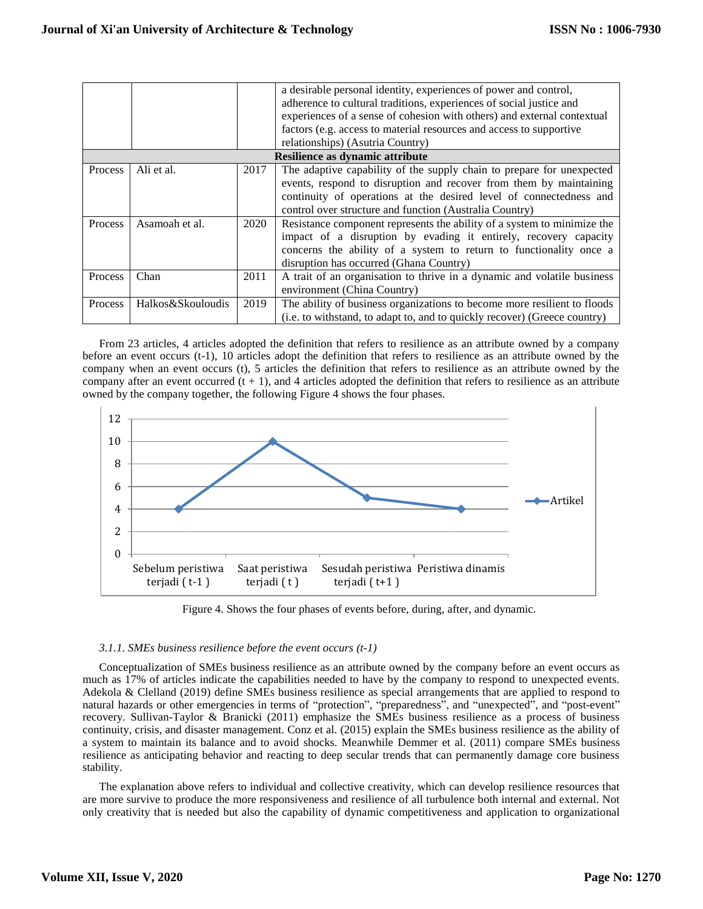| | | | |
|---|---|---|---|
| | | | a desirable personal identity, experiences of power and control, adherence to cultural traditions, experiences of social justice and experiences of a sense of cohesion with others) and external contextual factors (e.g. access to material resources and access to supportive relationships) (Asutria Country) |
| **Resilience as dynamic attribute** | | | |
| Process | Ali et al. | 2017 | The adaptive capability of the supply chain to prepare for unexpected events, respond to disruption and recover from them by maintaining continuity of operations at the desired level of connectedness and control over structure and function (Australia Country) |
| Process | Asamoah et al. | 2020 | Resistance component represents the ability of a system to minimize the impact of a disruption by evading it entirely, recovery capacity concerns the ability of a system to return to functionality once a disruption has occurred (Ghana Country) |
| Process | Chan | 2011 | A trait of an organisation to thrive in a dynamic and volatile business environment (China Country) |
| Process | Halkos&Skouloudis | 2019 | The ability of business organizations to become more resilient to floods (i.e. to withstand, to adapt to, and to quickly recover) (Greece country) |

From 23 articles, 4 articles adopted the definition that refers to resilience as an attribute owned by a company before an event occurs (t-1), 10 articles adopt the definition that refers to resilience as an attribute owned by the company when an event occurs (t), 5 articles the definition that refers to resilience as an attribute owned by the company after an event occurred (t + 1), and 4 articles adopted the definition that refers to resilience as an attribute owned by the company together, the following Figure 4 shows the four phases.

Figure 4. Shows the four phases of events before, during, after, and dynamic.

### *3.1.1. SMEs business resilience before the event occurs (t-1)*

Conceptualization of SMEs business resilience as an attribute owned by the company before an event occurs as much as 17% of articles indicate the capabilities needed to have by the company to respond to unexpected events. Adekola & Clelland (2019) define SMEs business resilience as special arrangements that are applied to respond to natural hazards or other emergencies in terms of "protection", "preparedness", and "unexpected", and "post-event" recovery. Sullivan-Taylor & Branicki (2011) emphasize the SMEs business resilience as a process of business continuity, crisis, and disaster management. Conz et al. (2015) explain the SMEs business resilience as the ability of a system to maintain its balance and to avoid shocks. Meanwhile Demmer et al. (2011) compare SMEs business resilience as anticipating behavior and reacting to deep secular trends that can permanently damage core business stability.

The explanation above refers to individual and collective creativity, which can develop resilience resources that are more survive to produce the more responsiveness and resilience of all turbulence both internal and external. Not only creativity that is needed but also the capability of dynamic competitiveness and application to organizational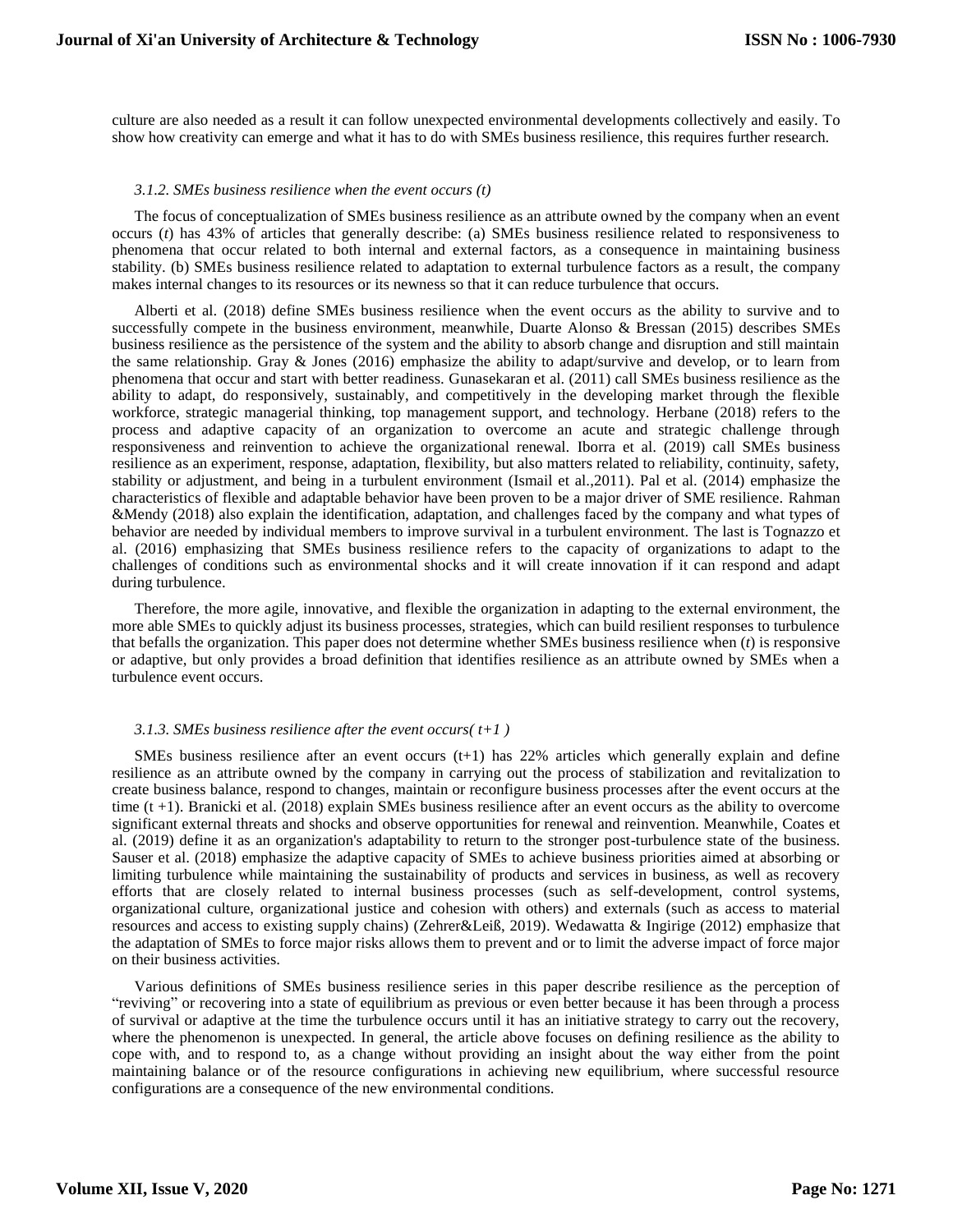culture are also needed as a result it can follow unexpected environmental developments collectively and easily. To show how creativity can emerge and what it has to do with SMEs business resilience, this requires further research.

#### *3.1.2. SMEs business resilience when the event occurs (t)*

The focus of conceptualization of SMEs business resilience as an attribute owned by the company when an event occurs (*t*) has 43% of articles that generally describe: (a) SMEs business resilience related to responsiveness to phenomena that occur related to both internal and external factors, as a consequence in maintaining business stability. (b) SMEs business resilience related to adaptation to external turbulence factors as a result, the company makes internal changes to its resources or its newness so that it can reduce turbulence that occurs.

Alberti et al. (2018) define SMEs business resilience when the event occurs as the ability to survive and to successfully compete in the business environment, meanwhile, Duarte Alonso & Bressan (2015) describes SMEs business resilience as the persistence of the system and the ability to absorb change and disruption and still maintain the same relationship. Gray & Jones (2016) emphasize the ability to adapt/survive and develop, or to learn from phenomena that occur and start with better readiness. Gunasekaran et al. (2011) call SMEs business resilience as the ability to adapt, do responsively, sustainably, and competitively in the developing market through the flexible workforce, strategic managerial thinking, top management support, and technology. Herbane (2018) refers to the process and adaptive capacity of an organization to overcome an acute and strategic challenge through responsiveness and reinvention to achieve the organizational renewal. Iborra et al. (2019) call SMEs business resilience as an experiment, response, adaptation, flexibility, but also matters related to reliability, continuity, safety, stability or adjustment, and being in a turbulent environment (Ismail et al.,2011). Pal et al. (2014) emphasize the characteristics of flexible and adaptable behavior have been proven to be a major driver of SME resilience. Rahman &Mendy (2018) also explain the identification, adaptation, and challenges faced by the company and what types of behavior are needed by individual members to improve survival in a turbulent environment. The last is Tognazzo et al. (2016) emphasizing that SMEs business resilience refers to the capacity of organizations to adapt to the challenges of conditions such as environmental shocks and it will create innovation if it can respond and adapt during turbulence.

Therefore, the more agile, innovative, and flexible the organization in adapting to the external environment, the more able SMEs to quickly adjust its business processes, strategies, which can build resilient responses to turbulence that befalls the organization. This paper does not determine whether SMEs business resilience when (*t*) is responsive or adaptive, but only provides a broad definition that identifies resilience as an attribute owned by SMEs when a turbulence event occurs.

#### *3.1.3. SMEs business resilience after the event occurs( t+1 )*

SMEs business resilience after an event occurs (t+1) has 22% articles which generally explain and define resilience as an attribute owned by the company in carrying out the process of stabilization and revitalization to create business balance, respond to changes, maintain or reconfigure business processes after the event occurs at the time (t +1). Branicki et al. (2018) explain SMEs business resilience after an event occurs as the ability to overcome significant external threats and shocks and observe opportunities for renewal and reinvention. Meanwhile, Coates et al. (2019) define it as an organization's adaptability to return to the stronger post-turbulence state of the business. Sauser et al. (2018) emphasize the adaptive capacity of SMEs to achieve business priorities aimed at absorbing or limiting turbulence while maintaining the sustainability of products and services in business, as well as recovery efforts that are closely related to internal business processes (such as self-development, control systems, organizational culture, organizational justice and cohesion with others) and externals (such as access to material resources and access to existing supply chains) (Zehrer&Leiß, 2019). Wedawatta & Ingirige (2012) emphasize that the adaptation of SMEs to force major risks allows them to prevent and or to limit the adverse impact of force major on their business activities.

Various definitions of SMEs business resilience series in this paper describe resilience as the perception of "reviving" or recovering into a state of equilibrium as previous or even better because it has been through a process of survival or adaptive at the time the turbulence occurs until it has an initiative strategy to carry out the recovery, where the phenomenon is unexpected. In general, the article above focuses on defining resilience as the ability to cope with, and to respond to, as a change without providing an insight about the way either from the point maintaining balance or of the resource configurations in achieving new equilibrium, where successful resource configurations are a consequence of the new environmental conditions.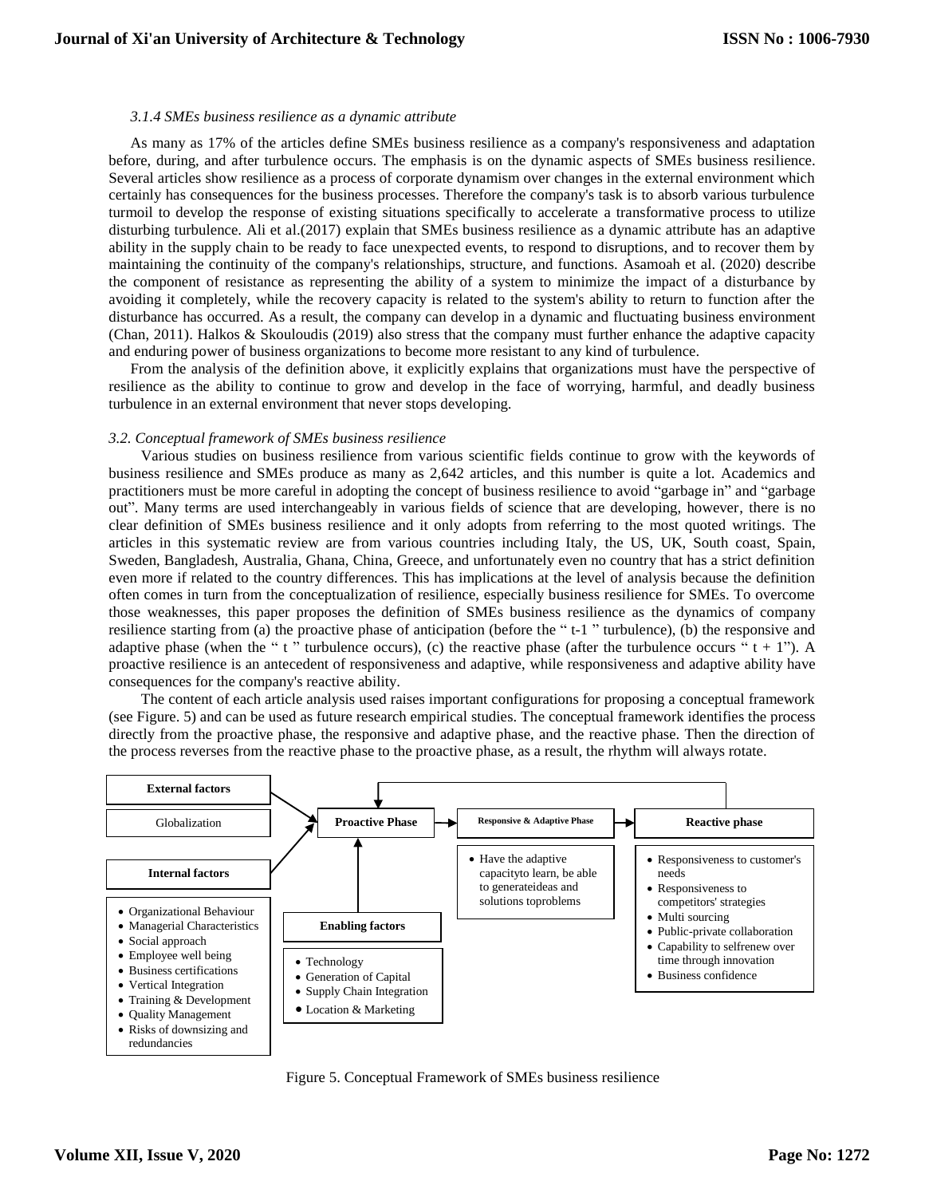*3.1.4 SMEs business resilience as a dynamic attribute*

As many as 17% of the articles define SMEs business resilience as a company's responsiveness and adaptation before, during, and after turbulence occurs. The emphasis is on the dynamic aspects of SMEs business resilience. Several articles show resilience as a process of corporate dynamism over changes in the external environment which certainly has consequences for the business processes. Therefore the company's task is to absorb various turbulence turmoil to develop the response of existing situations specifically to accelerate a transformative process to utilize disturbing turbulence. Ali et al.(2017) explain that SMEs business resilience as a dynamic attribute has an adaptive ability in the supply chain to be ready to face unexpected events, to respond to disruptions, and to recover them by maintaining the continuity of the company's relationships, structure, and functions. Asamoah et al. (2020) describe the component of resistance as representing the ability of a system to minimize the impact of a disturbance by avoiding it completely, while the recovery capacity is related to the system's ability to return to function after the disturbance has occurred. As a result, the company can develop in a dynamic and fluctuating business environment (Chan, 2011). Halkos & Skouloudis (2019) also stress that the company must further enhance the adaptive capacity and enduring power of business organizations to become more resistant to any kind of turbulence.

From the analysis of the definition above, it explicitly explains that organizations must have the perspective of resilience as the ability to continue to grow and develop in the face of worrying, harmful, and deadly business turbulence in an external environment that never stops developing.

*3.2. Conceptual framework of SMEs business resilience*

Various studies on business resilience from various scientific fields continue to grow with the keywords of business resilience and SMEs produce as many as 2,642 articles, and this number is quite a lot. Academics and practitioners must be more careful in adopting the concept of business resilience to avoid "garbage in" and "garbage out". Many terms are used interchangeably in various fields of science that are developing, however, there is no clear definition of SMEs business resilience and it only adopts from referring to the most quoted writings. The articles in this systematic review are from various countries including Italy, the US, UK, South coast, Spain, Sweden, Bangladesh, Australia, Ghana, China, Greece, and unfortunately even no country that has a strict definition even more if related to the country differences. This has implications at the level of analysis because the definition often comes in turn from the conceptualization of resilience, especially business resilience for SMEs. To overcome those weaknesses, this paper proposes the definition of SMEs business resilience as the dynamics of company resilience starting from (a) the proactive phase of anticipation (before the " t-1 " turbulence), (b) the responsive and adaptive phase (when the " t " turbulence occurs), (c) the reactive phase (after the turbulence occurs " t + 1"). A proactive resilience is an antecedent of responsiveness and adaptive, while responsiveness and adaptive ability have consequences for the company's reactive ability.

The content of each article analysis used raises important configurations for proposing a conceptual framework (see Figure. 5) and can be used as future research empirical studies. The conceptual framework identifies the process directly from the proactive phase, the responsive and adaptive phase, and the reactive phase. Then the direction of the process reverses from the reactive phase to the proactive phase, as a result, the rhythm will always rotate.

**External factors**
- Globalization

**Internal factors**
- Organizational Behaviour
- Managerial Characteristics
- Social approach
- Employee well being
- Business certifications
- Vertical Integration
- Training & Development
- Quality Management
- Risks of downsizing and redundancies

**Enabling factors**
- Technology
- Generation of Capital
- Supply Chain Integration
- Location & Marketing

**Proactive Phase** → **Responsive & Adaptive Phase** → **Reactive phase**

**Responsive & Adaptive Phase**
- Have the adaptive capacityto learn, be able to generateideas and solutions toproblems

**Reactive phase**
- Responsiveness to customer's needs
- Responsiveness to competitors' strategies
- Multi sourcing
- Public-private collaboration
- Capability to selfrenew over time through innovation
- Business confidence

Figure 5. Conceptual Framework of SMEs business resilience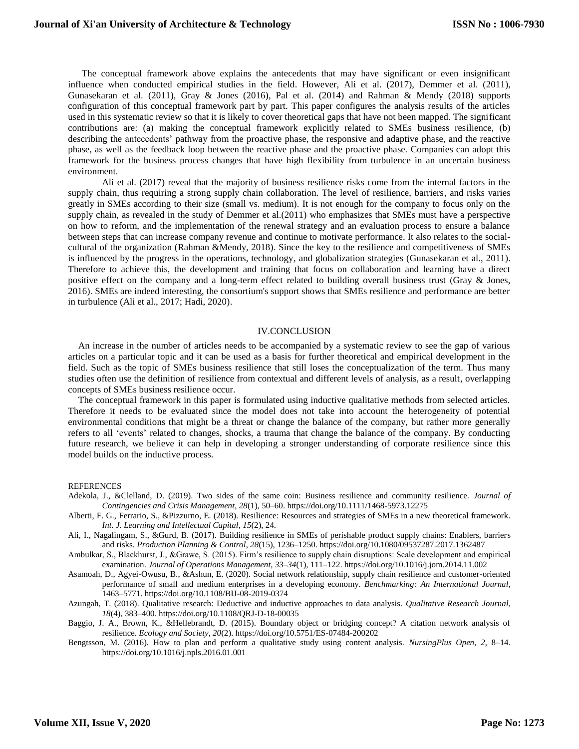The conceptual framework above explains the antecedents that may have significant or even insignificant influence when conducted empirical studies in the field. However, Ali et al. (2017), Demmer et al. (2011), Gunasekaran et al. (2011), Gray & Jones (2016), Pal et al. (2014) and Rahman & Mendy (2018) supports configuration of this conceptual framework part by part. This paper configures the analysis results of the articles used in this systematic review so that it is likely to cover theoretical gaps that have not been mapped. The significant contributions are: (a) making the conceptual framework explicitly related to SMEs business resilience, (b) describing the antecedents' pathway from the proactive phase, the responsive and adaptive phase, and the reactive phase, as well as the feedback loop between the reactive phase and the proactive phase. Companies can adopt this framework for the business process changes that have high flexibility from turbulence in an uncertain business environment.

Ali et al. (2017) reveal that the majority of business resilience risks come from the internal factors in the supply chain, thus requiring a strong supply chain collaboration. The level of resilience, barriers, and risks varies greatly in SMEs according to their size (small vs. medium). It is not enough for the company to focus only on the supply chain, as revealed in the study of Demmer et al.(2011) who emphasizes that SMEs must have a perspective on how to reform, and the implementation of the renewal strategy and an evaluation process to ensure a balance between steps that can increase company revenue and continue to motivate performance. It also relates to the social-cultural of the organization (Rahman &Mendy, 2018). Since the key to the resilience and competitiveness of SMEs is influenced by the progress in the operations, technology, and globalization strategies (Gunasekaran et al., 2011). Therefore to achieve this, the development and training that focus on collaboration and learning have a direct positive effect on the company and a long-term effect related to building overall business trust (Gray & Jones, 2016). SMEs are indeed interesting, the consortium's support shows that SMEs resilience and performance are better in turbulence (Ali et al., 2017; Hadi, 2020).

## IV.CONCLUSION

An increase in the number of articles needs to be accompanied by a systematic review to see the gap of various articles on a particular topic and it can be used as a basis for further theoretical and empirical development in the field. Such as the topic of SMEs business resilience that still loses the conceptualization of the term. Thus many studies often use the definition of resilience from contextual and different levels of analysis, as a result, overlapping concepts of SMEs business resilience occur.

The conceptual framework in this paper is formulated using inductive qualitative methods from selected articles. Therefore it needs to be evaluated since the model does not take into account the heterogeneity of potential environmental conditions that might be a threat or change the balance of the company, but rather more generally refers to all 'events' related to changes, shocks, a trauma that change the balance of the company. By conducting future research, we believe it can help in developing a stronger understanding of corporate resilience since this model builds on the inductive process.

REFERENCES

- Adekola, J., &Clelland, D. (2019). Two sides of the same coin: Business resilience and community resilience. *Journal of Contingencies and Crisis Management*, *28*(1), 50–60. https://doi.org/10.1111/1468-5973.12275
- Alberti, F. G., Ferrario, S., &Pizzurno, E. (2018). Resilience: Resources and strategies of SMEs in a new theoretical framework. *Int. J. Learning and Intellectual Capital*, *15*(2), 24.
- Ali, I., Nagalingam, S., &Gurd, B. (2017). Building resilience in SMEs of perishable product supply chains: Enablers, barriers and risks. *Production Planning & Control*, *28*(15), 1236–1250. https://doi.org/10.1080/09537287.2017.1362487
- Ambulkar, S., Blackhurst, J., &Grawe, S. (2015). Firm's resilience to supply chain disruptions: Scale development and empirical examination. *Journal of Operations Management*, *33–34*(1), 111–122. https://doi.org/10.1016/j.jom.2014.11.002
- Asamoah, D., Agyei-Owusu, B., &Ashun, E. (2020). Social network relationship, supply chain resilience and customer-oriented performance of small and medium enterprises in a developing economy. *Benchmarking: An International Journal*, 1463–5771. https://doi.org/10.1108/BIJ-08-2019-0374
- Azungah, T. (2018). Qualitative research: Deductive and inductive approaches to data analysis. *Qualitative Research Journal*, *18*(4), 383–400. https://doi.org/10.1108/QRJ-D-18-00035
- Baggio, J. A., Brown, K., &Hellebrandt, D. (2015). Boundary object or bridging concept? A citation network analysis of resilience. *Ecology and Society*, *20*(2). https://doi.org/10.5751/ES-07484-200202
- Bengtsson, M. (2016). How to plan and perform a qualitative study using content analysis. *NursingPlus Open*, *2*, 8–14. https://doi.org/10.1016/j.npls.2016.01.001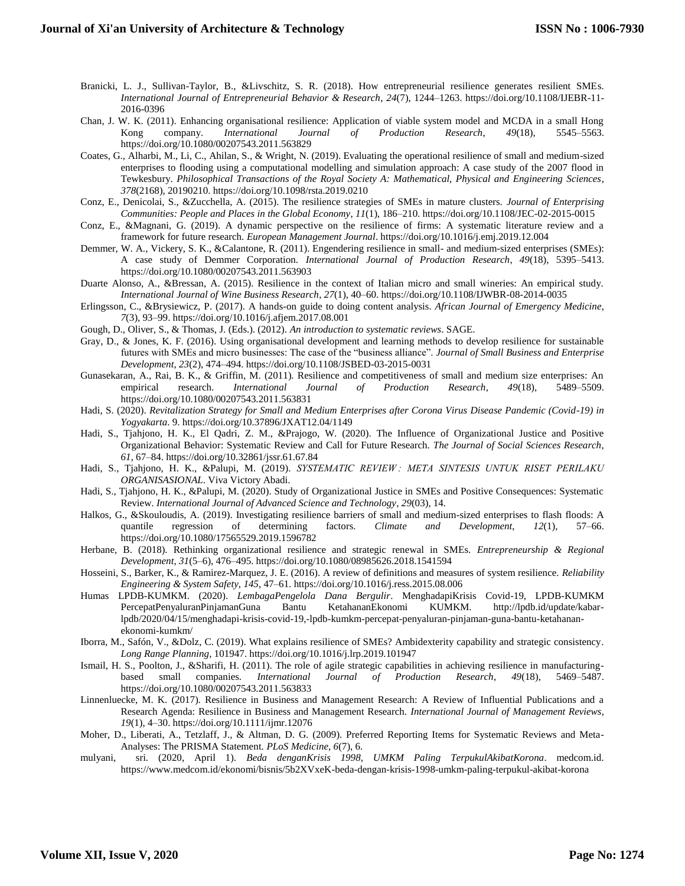Branicki, L. J., Sullivan-Taylor, B., &Livschitz, S. R. (2018). How entrepreneurial resilience generates resilient SMEs. *International Journal of Entrepreneurial Behavior & Research*, *24*(7), 1244–1263. https://doi.org/10.1108/IJEBR-11-2016-0396

Chan, J. W. K. (2011). Enhancing organisational resilience: Application of viable system model and MCDA in a small Hong Kong company. *International Journal of Production Research*, *49*(18), 5545–5563. https://doi.org/10.1080/00207543.2011.563829

Coates, G., Alharbi, M., Li, C., Ahilan, S., & Wright, N. (2019). Evaluating the operational resilience of small and medium-sized enterprises to flooding using a computational modelling and simulation approach: A case study of the 2007 flood in Tewkesbury. *Philosophical Transactions of the Royal Society A: Mathematical, Physical and Engineering Sciences*, *378*(2168), 20190210. https://doi.org/10.1098/rsta.2019.0210

Conz, E., Denicolai, S., &Zucchella, A. (2015). The resilience strategies of SMEs in mature clusters. *Journal of Enterprising Communities: People and Places in the Global Economy*, *11*(1), 186–210. https://doi.org/10.1108/JEC-02-2015-0015

Conz, E., &Magnani, G. (2019). A dynamic perspective on the resilience of firms: A systematic literature review and a framework for future research. *European Management Journal*. https://doi.org/10.1016/j.emj.2019.12.004

Demmer, W. A., Vickery, S. K., &Calantone, R. (2011). Engendering resilience in small- and medium-sized enterprises (SMEs): A case study of Demmer Corporation. *International Journal of Production Research*, *49*(18), 5395–5413. https://doi.org/10.1080/00207543.2011.563903

Duarte Alonso, A., &Bressan, A. (2015). Resilience in the context of Italian micro and small wineries: An empirical study. *International Journal of Wine Business Research*, *27*(1), 40–60. https://doi.org/10.1108/IJWBR-08-2014-0035

Erlingsson, C., &Brysiewicz, P. (2017). A hands-on guide to doing content analysis. *African Journal of Emergency Medicine*, *7*(3), 93–99. https://doi.org/10.1016/j.afjem.2017.08.001

Gough, D., Oliver, S., & Thomas, J. (Eds.). (2012). *An introduction to systematic reviews*. SAGE.

Gray, D., & Jones, K. F. (2016). Using organisational development and learning methods to develop resilience for sustainable futures with SMEs and micro businesses: The case of the "business alliance". *Journal of Small Business and Enterprise Development*, *23*(2), 474–494. https://doi.org/10.1108/JSBED-03-2015-0031

Gunasekaran, A., Rai, B. K., & Griffin, M. (2011). Resilience and competitiveness of small and medium size enterprises: An empirical research. *International Journal of Production Research*, *49*(18), 5489–5509. https://doi.org/10.1080/00207543.2011.563831

Hadi, S. (2020). *Revitalization Strategy for Small and Medium Enterprises after Corona Virus Disease Pandemic (Covid-19) in Yogyakarta*. 9. https://doi.org/10.37896/JXAT12.04/1149

Hadi, S., Tjahjono, H. K., El Qadri, Z. M., &Prajogo, W. (2020). The Influence of Organizational Justice and Positive Organizational Behavior: Systematic Review and Call for Future Research. *The Journal of Social Sciences Research*, *61*, 67–84. https://doi.org/10.32861/jssr.61.67.84

Hadi, S., Tjahjono, H. K., &Palupi, M. (2019). *SYSTEMATIC REVIEW : META SINTESIS UNTUK RISET PERILAKU ORGANISASIONAL*. Viva Victory Abadi.

Hadi, S., Tjahjono, H. K., &Palupi, M. (2020). Study of Organizational Justice in SMEs and Positive Consequences: Systematic Review. *International Journal of Advanced Science and Technology*, *29*(03), 14.

Halkos, G., &Skouloudis, A. (2019). Investigating resilience barriers of small and medium-sized enterprises to flash floods: A quantile regression of determining factors. *Climate and Development*, *12*(1), 57–66. https://doi.org/10.1080/17565529.2019.1596782

Herbane, B. (2018). Rethinking organizational resilience and strategic renewal in SMEs. *Entrepreneurship & Regional Development*, *31*(5–6), 476–495. https://doi.org/10.1080/08985626.2018.1541594

Hosseini, S., Barker, K., & Ramirez-Marquez, J. E. (2016). A review of definitions and measures of system resilience. *Reliability Engineering & System Safety*, *145*, 47–61. https://doi.org/10.1016/j.ress.2015.08.006

Humas LPDB-KUMKM. (2020). *LembagaPengelola Dana Bergulir*. MenghadapiKrisis Covid-19, LPDB-KUMKM PercepatPenyaluranPinjamanGuna Bantu KetahananEkonomi KUMKM. http://lpdb.id/update/kabar-lpdb/2020/04/15/menghadapi-krisis-covid-19,-lpdb-kumkm-percepat-penyaluran-pinjaman-guna-bantu-ketahanan-ekonomi-kumkm/

Iborra, M., Safón, V., &Dolz, C. (2019). What explains resilience of SMEs? Ambidexterity capability and strategic consistency. *Long Range Planning*, 101947. https://doi.org/10.1016/j.lrp.2019.101947

Ismail, H. S., Poolton, J., &Sharifi, H. (2011). The role of agile strategic capabilities in achieving resilience in manufacturing-based small companies. *International Journal of Production Research*, *49*(18), 5469–5487. https://doi.org/10.1080/00207543.2011.563833

Linnenluecke, M. K. (2017). Resilience in Business and Management Research: A Review of Influential Publications and a Research Agenda: Resilience in Business and Management Research. *International Journal of Management Reviews*, *19*(1), 4–30. https://doi.org/10.1111/ijmr.12076

Moher, D., Liberati, A., Tetzlaff, J., & Altman, D. G. (2009). Preferred Reporting Items for Systematic Reviews and Meta-Analyses: The PRISMA Statement. *PLoS Medicine*, *6*(7), 6.

mulyani, sri. (2020, April 1). *Beda denganKrisis 1998, UMKM Paling TerpukulAkibatKorona*. medcom.id. https://www.medcom.id/ekonomi/bisnis/5b2XVxeK-beda-dengan-krisis-1998-umkm-paling-terpukul-akibat-korona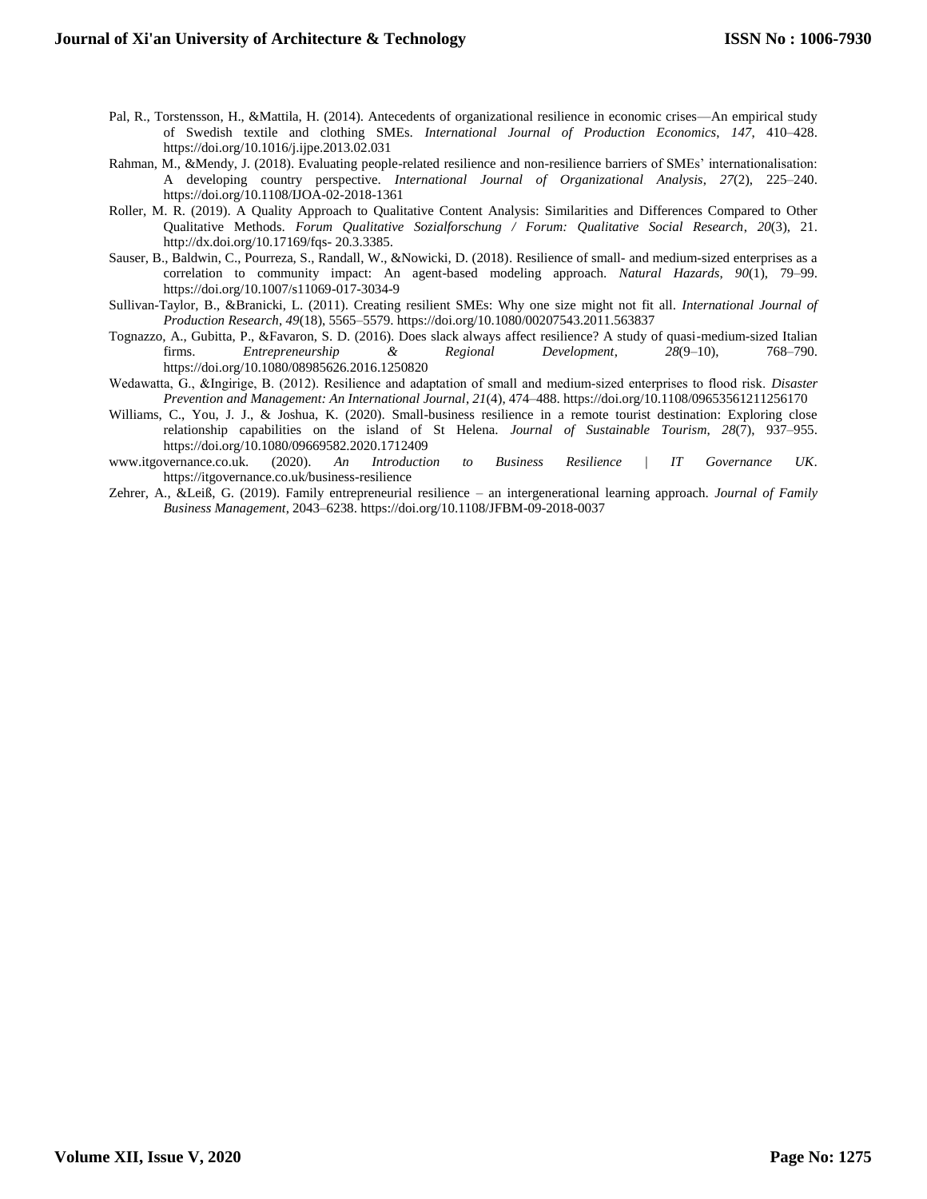Pal, R., Torstensson, H., &Mattila, H. (2014). Antecedents of organizational resilience in economic crises—An empirical study of Swedish textile and clothing SMEs. *International Journal of Production Economics*, *147*, 410–428. https://doi.org/10.1016/j.ijpe.2013.02.031

Rahman, M., &Mendy, J. (2018). Evaluating people-related resilience and non-resilience barriers of SMEs' internationalisation: A developing country perspective. *International Journal of Organizational Analysis*, *27*(2), 225–240. https://doi.org/10.1108/IJOA-02-2018-1361

Roller, M. R. (2019). A Quality Approach to Qualitative Content Analysis: Similarities and Differences Compared to Other Qualitative Methods. *Forum Qualitative Sozialforschung / Forum: Qualitative Social Research*, *20*(3), 21. http://dx.doi.org/10.17169/fqs- 20.3.3385.

Sauser, B., Baldwin, C., Pourreza, S., Randall, W., &Nowicki, D. (2018). Resilience of small- and medium-sized enterprises as a correlation to community impact: An agent-based modeling approach. *Natural Hazards*, *90*(1), 79–99. https://doi.org/10.1007/s11069-017-3034-9

Sullivan-Taylor, B., &Branicki, L. (2011). Creating resilient SMEs: Why one size might not fit all. *International Journal of Production Research*, *49*(18), 5565–5579. https://doi.org/10.1080/00207543.2011.563837

Tognazzo, A., Gubitta, P., &Favaron, S. D. (2016). Does slack always affect resilience? A study of quasi-medium-sized Italian firms. *Entrepreneurship & Regional Development*, *28*(9–10), 768–790. https://doi.org/10.1080/08985626.2016.1250820

Wedawatta, G., &Ingirige, B. (2012). Resilience and adaptation of small and medium-sized enterprises to flood risk. *Disaster Prevention and Management: An International Journal*, *21*(4), 474–488. https://doi.org/10.1108/09653561211256170

Williams, C., You, J. J., & Joshua, K. (2020). Small-business resilience in a remote tourist destination: Exploring close relationship capabilities on the island of St Helena. *Journal of Sustainable Tourism*, *28*(7), 937–955. https://doi.org/10.1080/09669582.2020.1712409

www.itgovernance.co.uk. (2020). *An Introduction to Business Resilience | IT Governance UK*. https://itgovernance.co.uk/business-resilience

Zehrer, A., &Leiß, G. (2019). Family entrepreneurial resilience – an intergenerational learning approach. *Journal of Family Business Management*, 2043–6238. https://doi.org/10.1108/JFBM-09-2018-0037